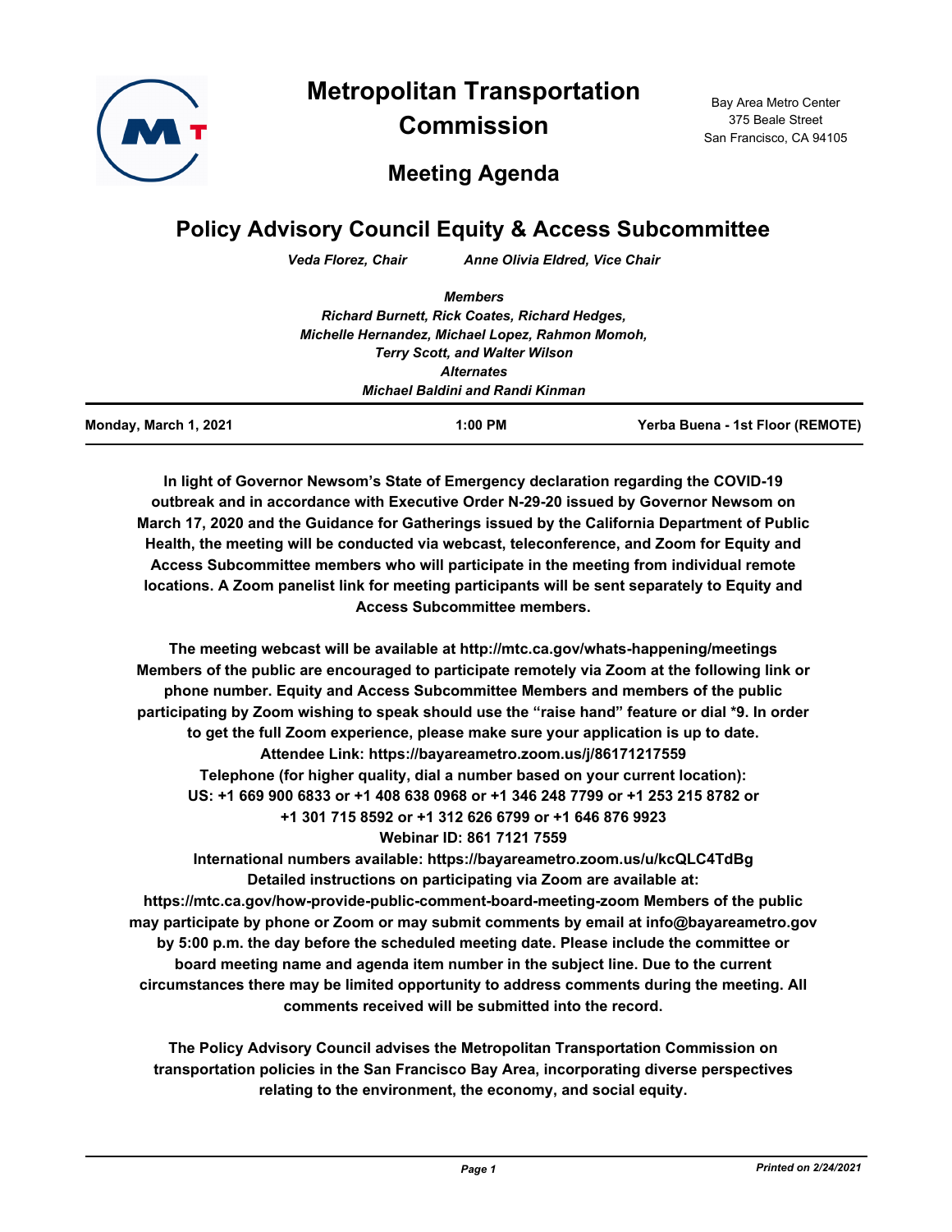# Metropolitan Transportation Commission

Bay Area Metro Center
375 Beale Street
San Francisco, CA 94105

## Meeting Agenda

## Policy Advisory Council Equity & Access Subcommittee

*Veda Florez, Chair* *Anne Olivia Eldred, Vice Chair*

***Members***
***Richard Burnett, Rick Coates, Richard Hedges,***
***Michelle Hernandez, Michael Lopez, Rahmon Momoh,***
***Terry Scott, and Walter Wilson***
***Alternates***
***Michael Baldini and Randi Kinman***

| Monday, March 1, 2021 | 1:00 PM | Yerba Buena - 1st Floor (REMOTE) |
|---|---|---|

**In light of Governor Newsom's State of Emergency declaration regarding the COVID-19 outbreak and in accordance with Executive Order N-29-20 issued by Governor Newsom on March 17, 2020 and the Guidance for Gatherings issued by the California Department of Public Health, the meeting will be conducted via webcast, teleconference, and Zoom for Equity and Access Subcommittee members who will participate in the meeting from individual remote locations. A Zoom panelist link for meeting participants will be sent separately to Equity and Access Subcommittee members.**

**The meeting webcast will be available at http://mtc.ca.gov/whats-happening/meetings Members of the public are encouraged to participate remotely via Zoom at the following link or phone number. Equity and Access Subcommittee Members and members of the public participating by Zoom wishing to speak should use the "raise hand" feature or dial *9. In order to get the full Zoom experience, please make sure your application is up to date.**
**Attendee Link: https://bayareametro.zoom.us/j/86171217559**
**Telephone (for higher quality, dial a number based on your current location):**
**US: +1 669 900 6833 or +1 408 638 0968 or +1 346 248 7799 or +1 253 215 8782 or +1 301 715 8592 or +1 312 626 6799 or +1 646 876 9923**
**Webinar ID: 861 7121 7559**
**International numbers available: https://bayareametro.zoom.us/u/kcQLC4TdBg**
**Detailed instructions on participating via Zoom are available at: https://mtc.ca.gov/how-provide-public-comment-board-meeting-zoom Members of the public may participate by phone or Zoom or may submit comments by email at info@bayareametro.gov by 5:00 p.m. the day before the scheduled meeting date. Please include the committee or board meeting name and agenda item number in the subject line. Due to the current circumstances there may be limited opportunity to address comments during the meeting. All comments received will be submitted into the record.**

**The Policy Advisory Council advises the Metropolitan Transportation Commission on transportation policies in the San Francisco Bay Area, incorporating diverse perspectives relating to the environment, the economy, and social equity.**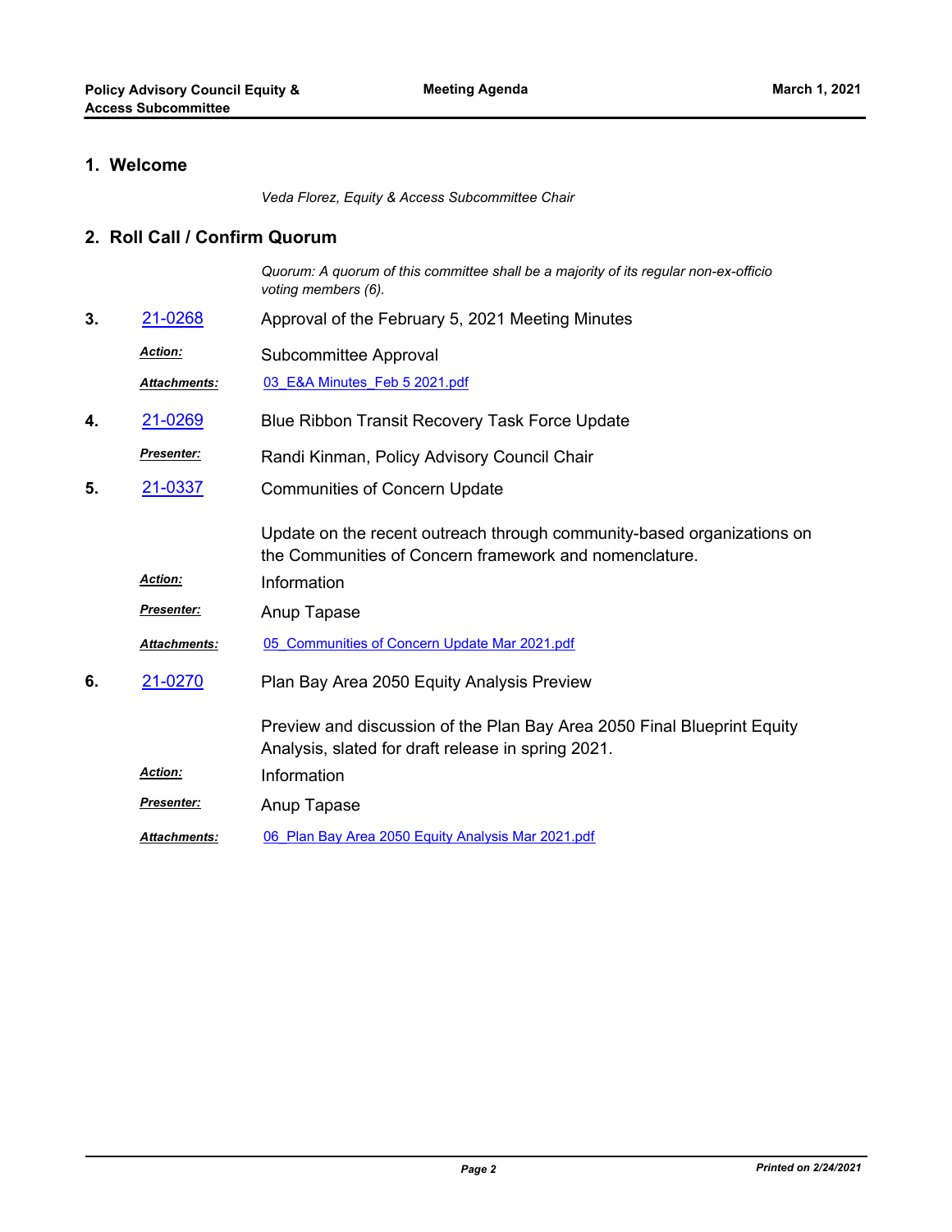## 1. Welcome

*Veda Florez, Equity & Access Subcommittee Chair*

## 2. Roll Call / Confirm Quorum

*Quorum: A quorum of this committee shall be a majority of its regular non-ex-officio voting members (6).*

**3.** 21-0268 Approval of the February 5, 2021 Meeting Minutes

***Action:*** Subcommittee Approval

***Attachments:*** 03_E&A Minutes_Feb 5 2021.pdf

**4.** 21-0269 Blue Ribbon Transit Recovery Task Force Update

***Presenter:*** Randi Kinman, Policy Advisory Council Chair

**5.** 21-0337 Communities of Concern Update

Update on the recent outreach through community-based organizations on the Communities of Concern framework and nomenclature.

***Action:*** Information

***Presenter:*** Anup Tapase

***Attachments:*** 05_Communities of Concern Update Mar 2021.pdf

**6.** 21-0270 Plan Bay Area 2050 Equity Analysis Preview

Preview and discussion of the Plan Bay Area 2050 Final Blueprint Equity Analysis, slated for draft release in spring 2021.

***Action:*** Information

***Presenter:*** Anup Tapase

***Attachments:*** 06_Plan Bay Area 2050 Equity Analysis Mar 2021.pdf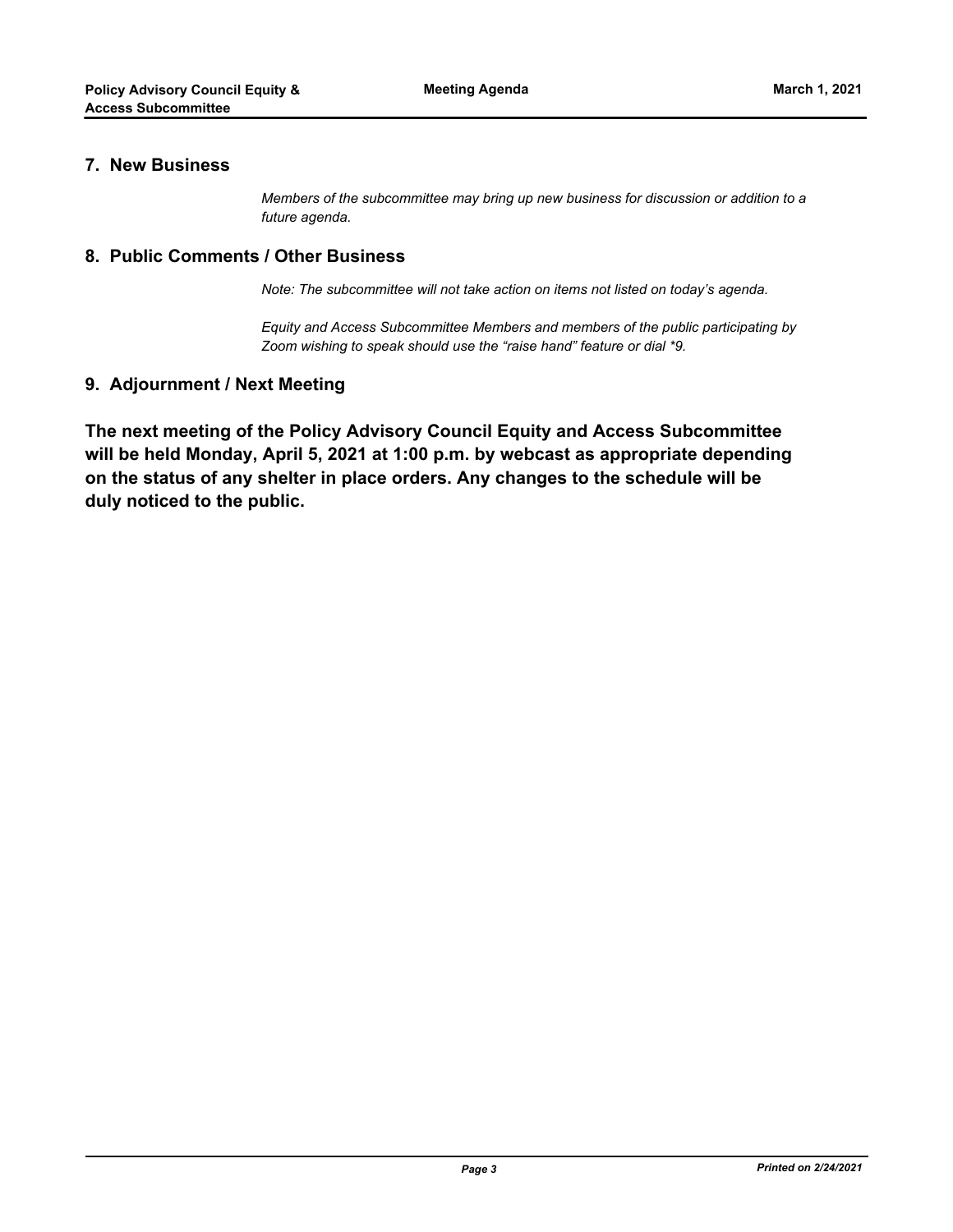## 7. New Business

*Members of the subcommittee may bring up new business for discussion or addition to a future agenda.*

## 8. Public Comments / Other Business

*Note: The subcommittee will not take action on items not listed on today's agenda.*

*Equity and Access Subcommittee Members and members of the public participating by Zoom wishing to speak should use the "raise hand" feature or dial *9.*

## 9. Adjournment / Next Meeting

**The next meeting of the Policy Advisory Council Equity and Access Subcommittee will be held Monday, April 5, 2021 at 1:00 p.m. by webcast as appropriate depending on the status of any shelter in place orders. Any changes to the schedule will be duly noticed to the public.**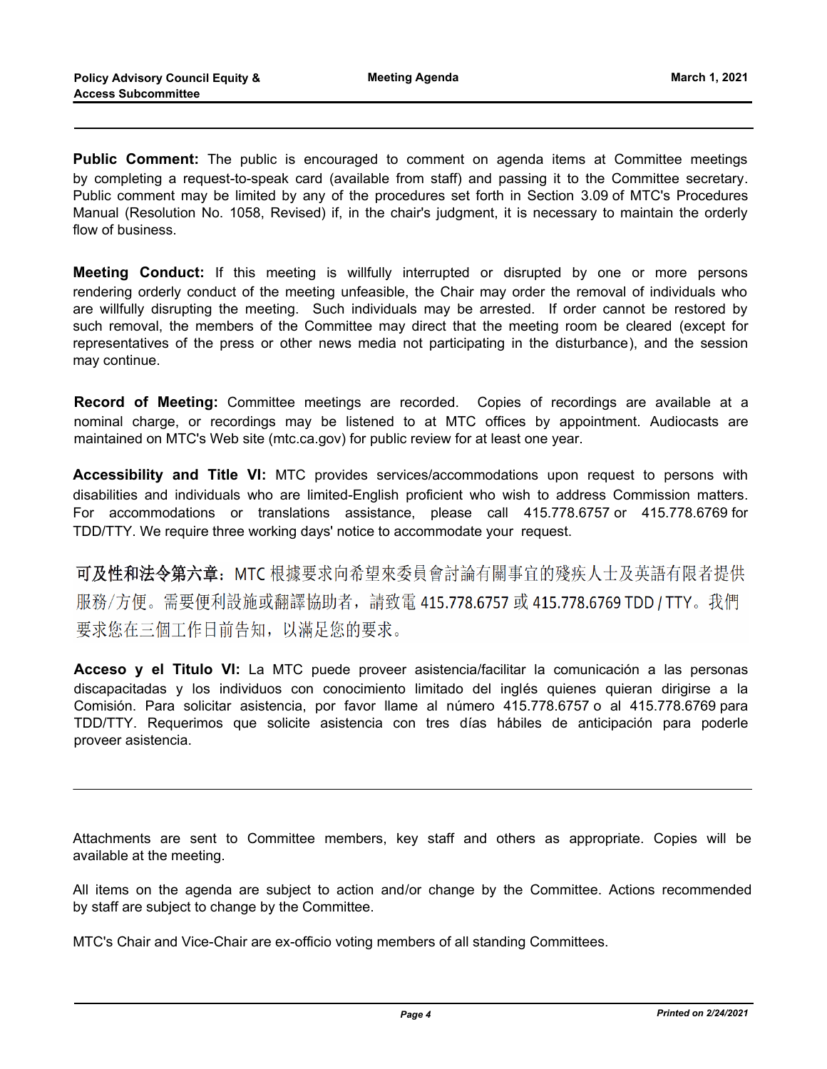**Public Comment:** The public is encouraged to comment on agenda items at Committee meetings by completing a request-to-speak card (available from staff) and passing it to the Committee secretary. Public comment may be limited by any of the procedures set forth in Section 3.09 of MTC's Procedures Manual (Resolution No. 1058, Revised) if, in the chair's judgment, it is necessary to maintain the orderly flow of business.

**Meeting Conduct:** If this meeting is willfully interrupted or disrupted by one or more persons rendering orderly conduct of the meeting unfeasible, the Chair may order the removal of individuals who are willfully disrupting the meeting. Such individuals may be arrested. If order cannot be restored by such removal, the members of the Committee may direct that the meeting room be cleared (except for representatives of the press or other news media not participating in the disturbance), and the session may continue.

**Record of Meeting:** Committee meetings are recorded. Copies of recordings are available at a nominal charge, or recordings may be listened to at MTC offices by appointment. Audiocasts are maintained on MTC's Web site (mtc.ca.gov) for public review for at least one year.

**Accessibility and Title VI:** MTC provides services/accommodations upon request to persons with disabilities and individuals who are limited-English proficient who wish to address Commission matters. For accommodations or translations assistance, please call 415.778.6757 or 415.778.6769 for TDD/TTY. We require three working days' notice to accommodate your request.

**可及性和法令第六章**：MTC 根據要求向希望來委員會討論有關事宜的殘疾人士及英語有限者提供服務/方便。需要便利設施或翻譯協助者，請致電 415.778.6757 或 415.778.6769 TDD / TTY。我們要求您在三個工作日前告知，以滿足您的要求。

**Acceso y el Titulo VI:** La MTC puede proveer asistencia/facilitar la comunicación a las personas discapacitadas y los individuos con conocimiento limitado del inglés quienes quieran dirigirse a la Comisión. Para solicitar asistencia, por favor llame al número 415.778.6757 o al 415.778.6769 para TDD/TTY. Requerimos que solicite asistencia con tres días hábiles de anticipación para poderle proveer asistencia.

---

Attachments are sent to Committee members, key staff and others as appropriate. Copies will be available at the meeting.

All items on the agenda are subject to action and/or change by the Committee. Actions recommended by staff are subject to change by the Committee.

MTC's Chair and Vice-Chair are ex-officio voting members of all standing Committees.